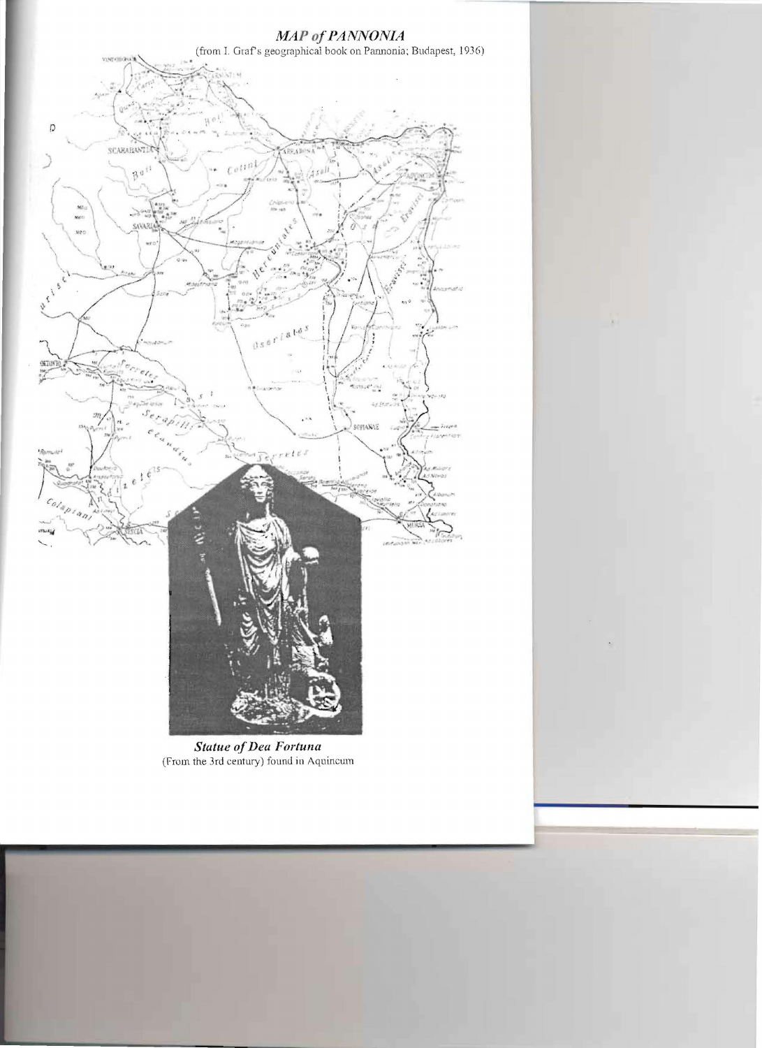## *MAP of PANNONIA*

(from I. Graf's geographical book on Pannonia; Budapest, 1936)

***Statue of Dea Fortuna***

(From the 3rd century) found in Aquincum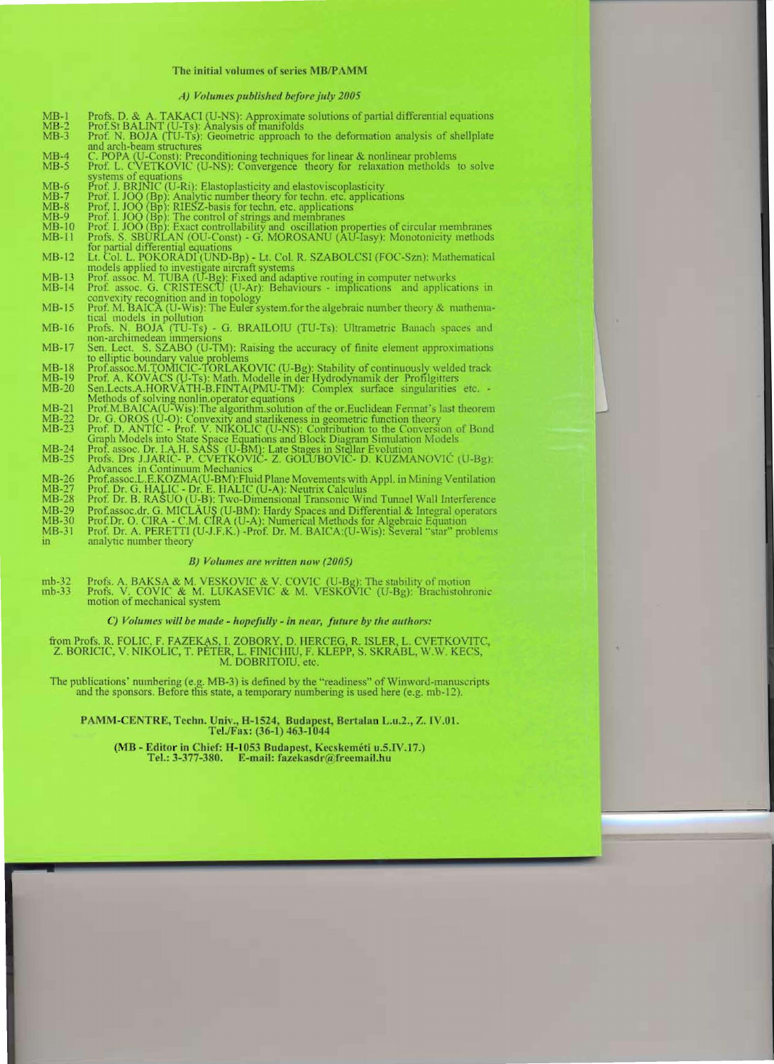The initial volumes of series MB/PAMM

*A) Volumes published before july 2005*

- MB-1 Profs. D. & A. TAKACI (U-NS): Approximate solutions of partial differential equations
- MB-2 Prof.St BALINT (U-Ts): Analysis of manifolds
- MB-3 Prof. N. BOJA (TU-Ts): Geometric approach to the deformation analysis of shellplate and arch-beam structures
- MB-4 C. POPA (U-Const): Preconditioning techniques for linear & nonlinear problems
- MB-5 Prof. L. CVETKOVIC (U-NS): Convergence theory for relaxation methods to solve systems of equations
- MB-6 Prof. J. BRNIC (U-Ri): Elastoplasticity and elastoviscoplasticity
- MB-7 Prof. I. JOÓ (Bp): Analytic number theory for techn. etc. applications
- MB-8 Prof. I. JOÓ (Bp): RIESZ-basis for techn. etc. applications
- MB-9 Prof. I. JOÓ (Bp): The control of strings and membranes
- MB-10 Prof. I. JOÓ (Bp): Exact controllability and oscillation properties of circular membranes
- MB-11 Profs. S. SBURLAN (OU-Const) - G. MOROSANU (AU-Iasy): Monotonicity methods for partial differential equations
- MB-12 Lt. Col. L. POKORADI (UND-Bp) - Lt. Col. R. SZABOLCSI (FOC-Szn): Mathematical models applied to investigate aircraft systems
- MB-13 Prof. assoc. M. TUBA (U-Bg): Fixed and adaptive routing in computer networks
- MB-14 Prof. assoc. G. CRISTESCU (U-Ar): Behaviours - implications and applications in convexity recognition and in topology
- MB-15 Prof. M. BAICA (U-Wis): The Euler system.for the algebraic number theory & mathematical models in pollution
- MB-16 Profs. N. BOJA (TU-Ts) - G. BRAILOIU (TU-Ts): Ultrametric Banach spaces and non-archimedean immersions
- MB-17 Sen. Lect. S. SZABO (U-TM): Raising the accuracy of finite element approximations to elliptic boundary value problems
- MB-18 Prof.assoc.M.TOMICIC-TORLAKOVIC (U-Bg): Stability of continuously welded track
- MB-19 Prof. A. KOVÁCS (U-Ts): Math. Modelle in der Hydrodynamik der Profilgitters
- MB-20 Sen.Lects.A.HORVÁTH-B.FINTA(PMU-TM): Complex surface singularities etc. - Methods of solving nonlin.operator equations
- MB-21 Prof.M.BAICA(U-Wis):The algorithm.solution of the or.Euclidean Fermat's last theorem
- MB-22 Dr. G. OROS (U-O): Convexity and starlikeness in geometric function theory
- MB-23 Prof. D. ANTIC - Prof. V. NIKOLIC (U-NS): Contribution to the Conversion of Bond Graph Models into State Space Equations and Block Diagram Simulation Models
- MB-24 Prof. assoc. Dr. I.A.H. SASS (U-BM): Late Stages in Stellar Evolution
- MB-25 Profs. Drs J.JARIĆ- P. CVETKOVIĆ- Z. GOLUBOVIĆ- D. KUZMANOVIĆ (U-Bg): Advances in Continuum Mechanics
- MB-26 Prof.assoc.L.E.KOZMA(U-BM):Fluid Plane Movements with Appl. in Mining Ventilation
- MB-27 Prof. Dr. G. HALIC - Dr. E. HALIC (U-A): Neutrix Calculus
- MB-28 Prof. Dr. B. RASUO (U-B): Two-Dimensional Transonic Wind Tunnel Wall Interference
- MB-29 Prof.assoc.dr. G. MICLĂUŞ (U-BM): Hardy Spaces and Differential & Integral operators
- MB-30 Prof.Dr. O. CIRA - C.M. CIRA (U-A): Numerical Methods for Algebraic Equation
- MB-31 Prof. Dr. A. PERETTI (U-J.F.K.) -Prof. Dr. M. BAICA:(U-Wis): Several "star" problems in analytic number theory

*B) Volumes are written now (2005)*

- mb-32 Profs. A. BAKSA & M. VESKOVIC & V. COVIC (U-Bg): The stability of motion
- mb-33 Profs. V. COVIC & M. LUKASEVIC & M. VESKOVIC (U-Bg): Brachistohronic motion of mechanical system

*C) Volumes will be made - hopefully - in near, future by the authors:*

from Profs. R. FOLIC, F. FAZEKAS, I. ZOBORY, D. HERCEG, R. ISLER, L. CVETKOVITC, Z. BORICIC, V. NIKOLIC, T. PÉTER, L. FINICHIU, F. KLEPP, S. SKRABL, W.W. KECS, M. DOBRITOIU, etc.

The publications' numbering (e.g. MB-3) is defined by the "readiness" of Winword-manuscripts and the sponsors. Before this state, a temporary numbering is used here (e.g. mb-12).

**PAMM-CENTRE, Techn. Univ., H-1524, Budapest, Bertalan L.u.2., Z. IV.01. Tel./Fax: (36-1) 463-1044**

**(MB - Editor in Chief: H-1053 Budapest, Kecskeméti u.5.IV.17.) Tel.: 3-377-380. E-mail: fazekasdr@freemail.hu**